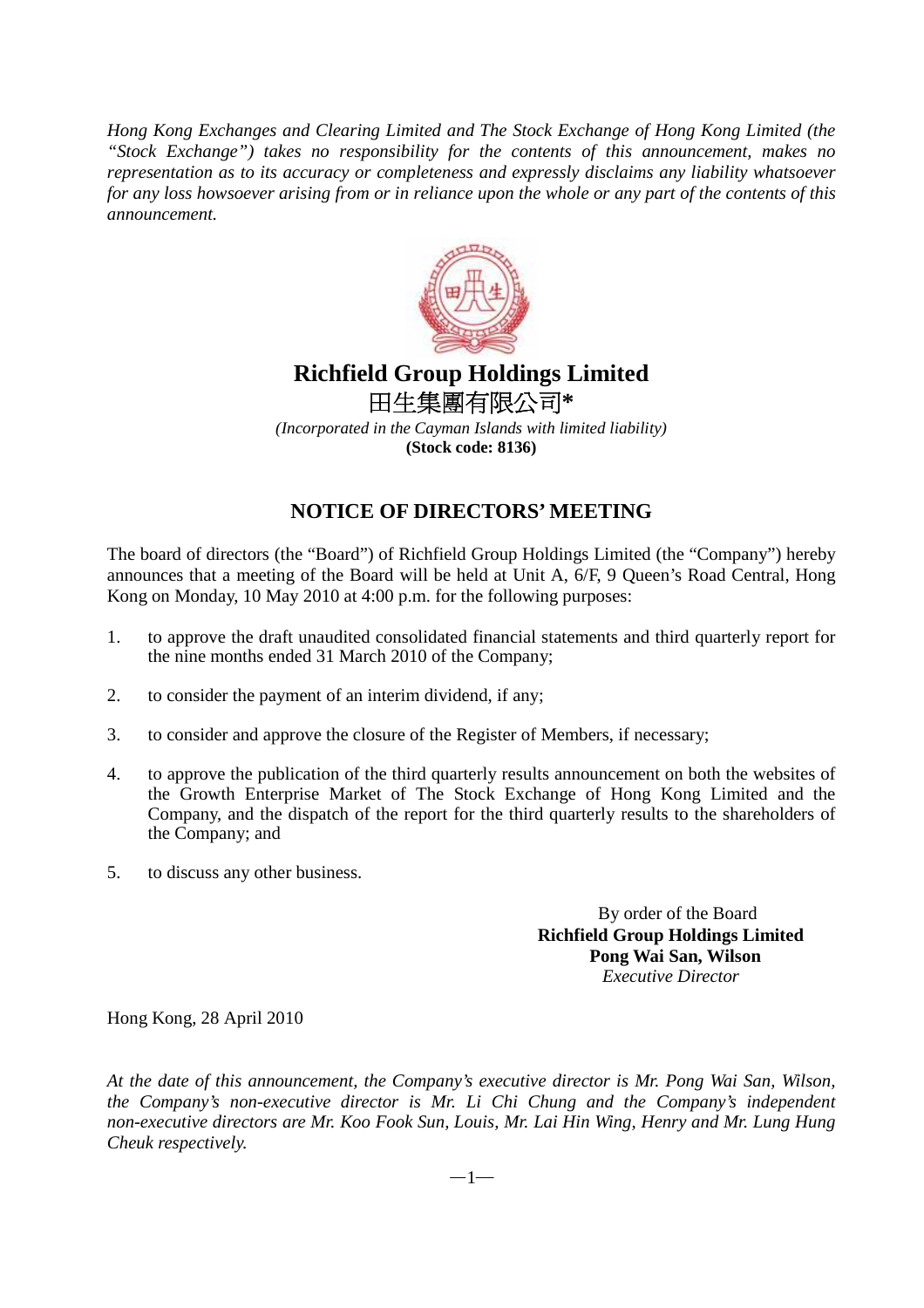*Hong Kong Exchanges and Clearing Limited and The Stock Exchange of Hong Kong Limited (the "Stock Exchange") takes no responsibility for the contents of this announcement, makes no representation as to its accuracy or completeness and expressly disclaims any liability whatsoever for any loss howsoever arising from or in reliance upon the whole or any part of the contents of this announcement.*

# Richfield Group Holdings Limited
# 田生集團有限公司*

*(Incorporated in the Cayman Islands with limited liability)*
**(Stock code: 8136)**

## NOTICE OF DIRECTORS' MEETING

The board of directors (the "Board") of Richfield Group Holdings Limited (the "Company") hereby announces that a meeting of the Board will be held at Unit A, 6/F, 9 Queen's Road Central, Hong Kong on Monday, 10 May 2010 at 4:00 p.m. for the following purposes:

1. to approve the draft unaudited consolidated financial statements and third quarterly report for the nine months ended 31 March 2010 of the Company;
2. to consider the payment of an interim dividend, if any;
3. to consider and approve the closure of the Register of Members, if necessary;
4. to approve the publication of the third quarterly results announcement on both the websites of the Growth Enterprise Market of The Stock Exchange of Hong Kong Limited and the Company, and the dispatch of the report for the third quarterly results to the shareholders of the Company; and
5. to discuss any other business.

By order of the Board
**Richfield Group Holdings Limited**
**Pong Wai San, Wilson**
*Executive Director*

Hong Kong, 28 April 2010

*At the date of this announcement, the Company's executive director is Mr. Pong Wai San, Wilson, the Company's non-executive director is Mr. Li Chi Chung and the Company's independent non-executive directors are Mr. Koo Fook Sun, Louis, Mr. Lai Hin Wing, Henry and Mr. Lung Hung Cheuk respectively.*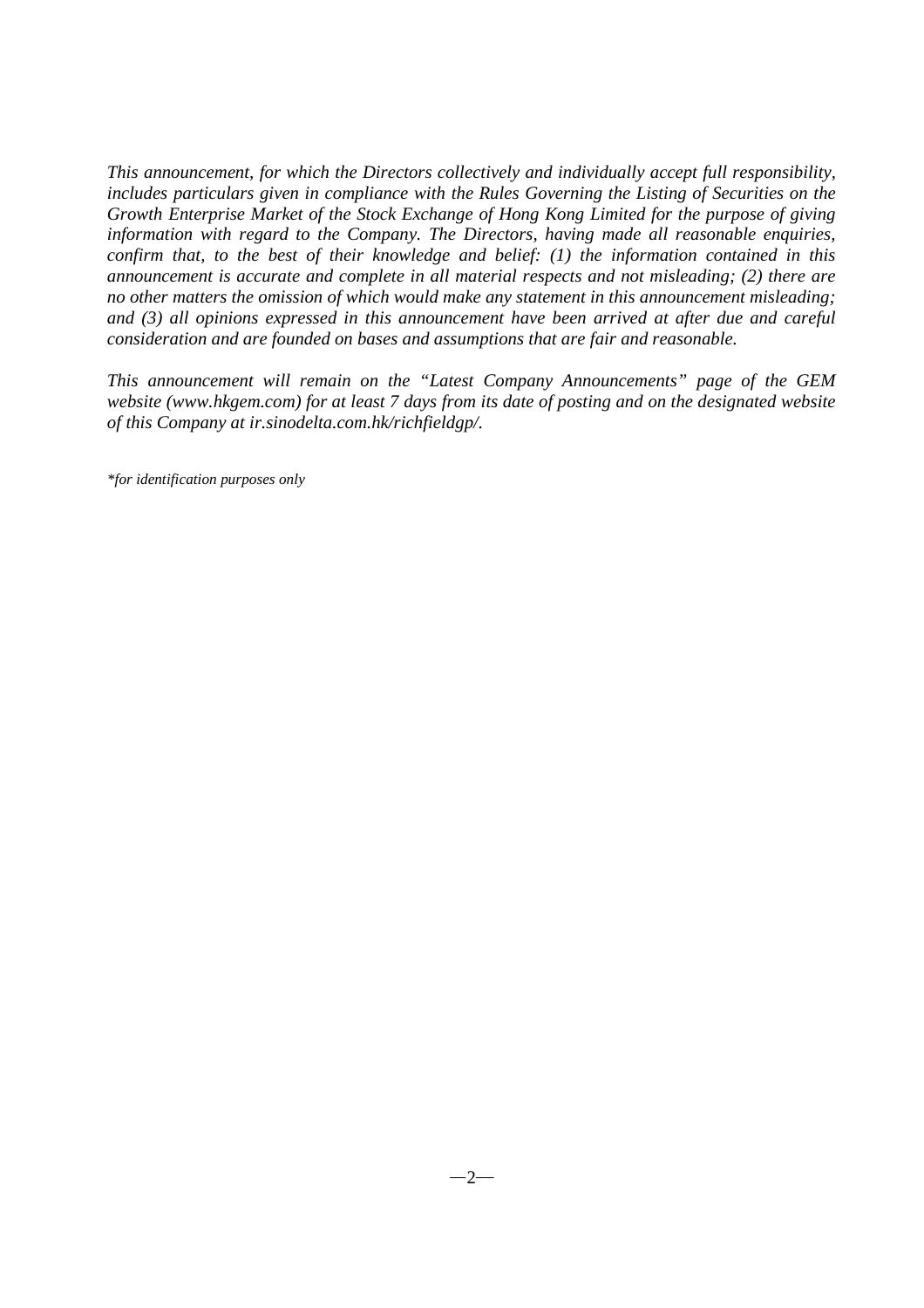*This announcement, for which the Directors collectively and individually accept full responsibility, includes particulars given in compliance with the Rules Governing the Listing of Securities on the Growth Enterprise Market of the Stock Exchange of Hong Kong Limited for the purpose of giving information with regard to the Company. The Directors, having made all reasonable enquiries, confirm that, to the best of their knowledge and belief: (1) the information contained in this announcement is accurate and complete in all material respects and not misleading; (2) there are no other matters the omission of which would make any statement in this announcement misleading; and (3) all opinions expressed in this announcement have been arrived at after due and careful consideration and are founded on bases and assumptions that are fair and reasonable.*

*This announcement will remain on the "Latest Company Announcements" page of the GEM website (www.hkgem.com) for at least 7 days from its date of posting and on the designated website of this Company at ir.sinodelta.com.hk/richfieldgp/.*

*\*for identification purposes only*